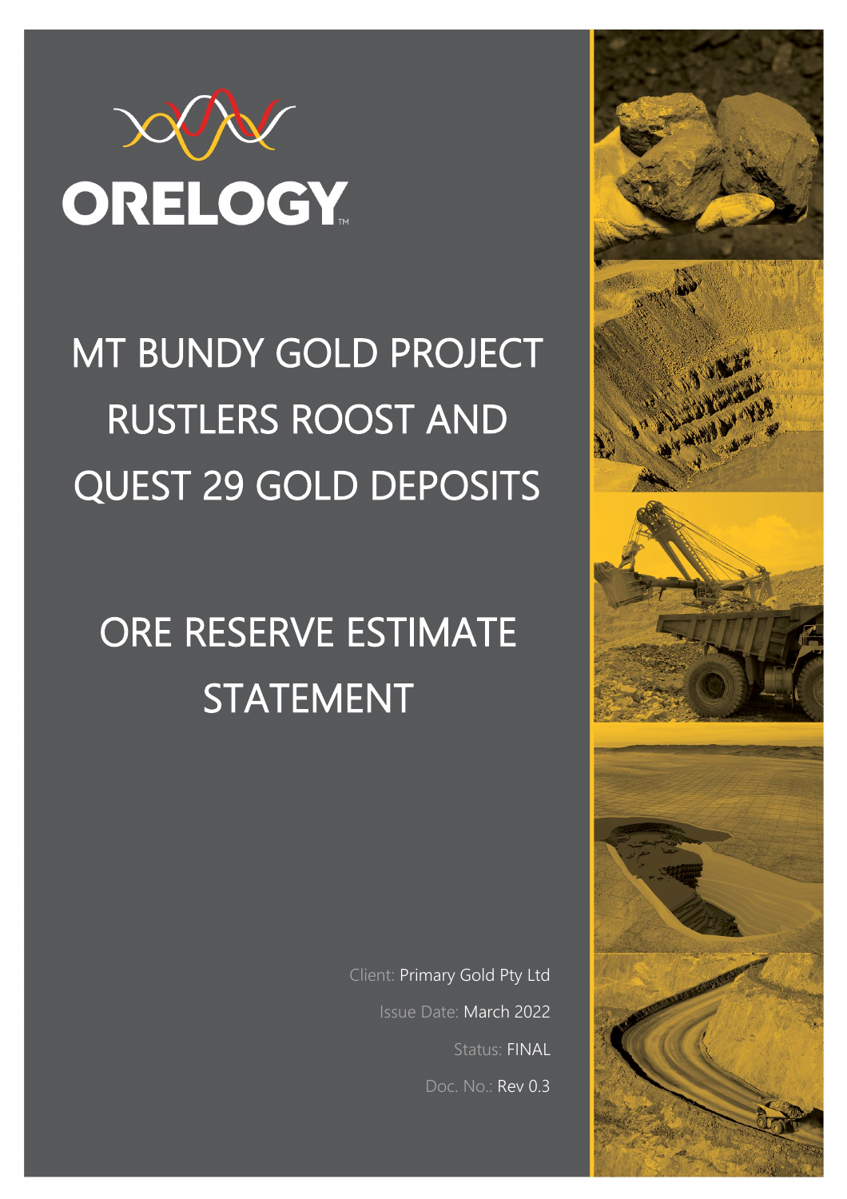ORELOGY

# MT BUNDY GOLD PROJECT RUSTLERS ROOST AND QUEST 29 GOLD DEPOSITS

# ORE RESERVE ESTIMATE STATEMENT

Client: Primary Gold Pty Ltd

Issue Date: March 2022

Status: FINAL

Doc. No.: Rev 0.3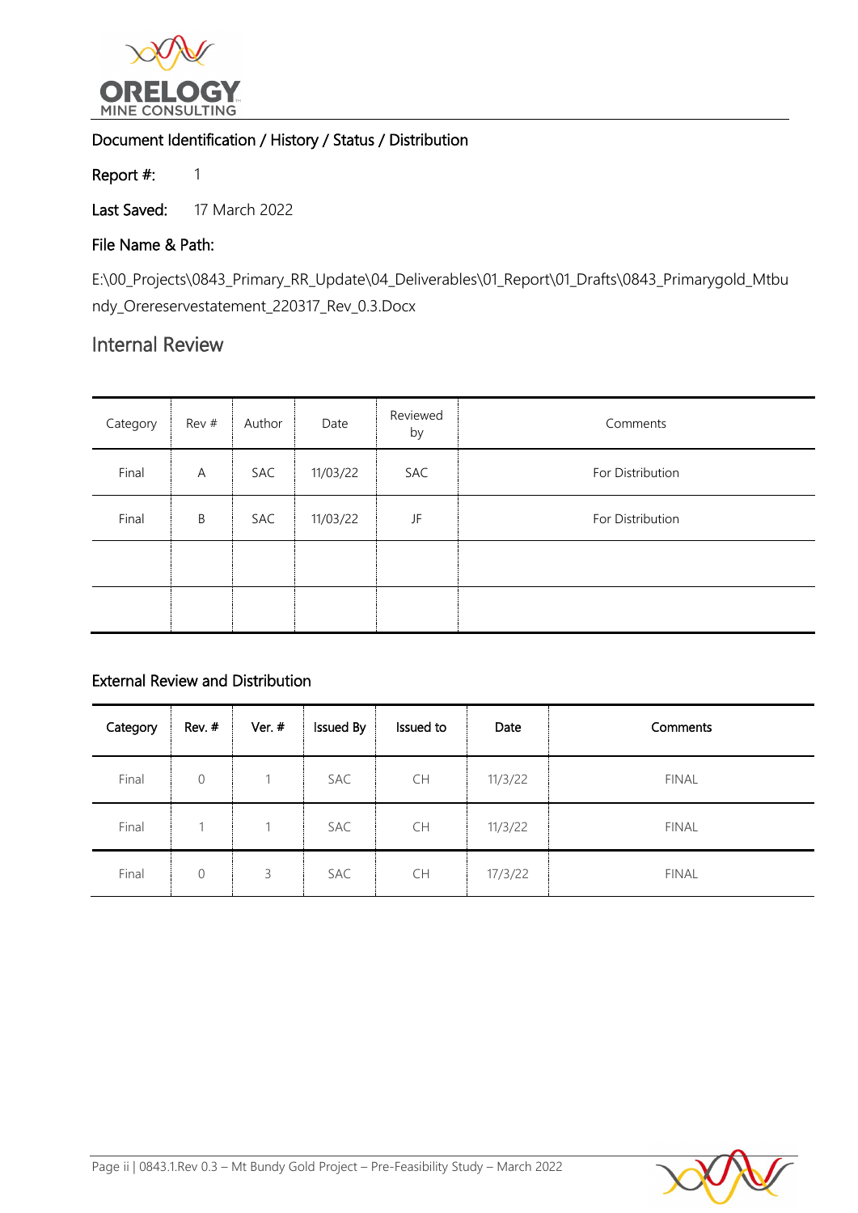Document Identification / History / Status / Distribution

Report #: 1

Last Saved: 17 March 2022

File Name & Path:

E:\00_Projects\0843_Primary_RR_Update\04_Deliverables\01_Report\01_Drafts\0843_Primarygold_Mtbundy_Orereservestatement_220317_Rev_0.3.Docx

## Internal Review

| Category | Rev # | Author | Date | Reviewed by | Comments |
|---|---|---|---|---|---|
| Final | A | SAC | 11/03/22 | SAC | For Distribution |
| Final | B | SAC | 11/03/22 | JF | For Distribution |
| | | | | | |
| | | | | | |

### External Review and Distribution

| Category | Rev. # | Ver. # | Issued By | Issued to | Date | Comments |
|---|---|---|---|---|---|---|
| Final | 0 | 1 | SAC | CH | 11/3/22 | FINAL |
| Final | 1 | 1 | SAC | CH | 11/3/22 | FINAL |
| Final | 0 | 3 | SAC | CH | 17/3/22 | FINAL |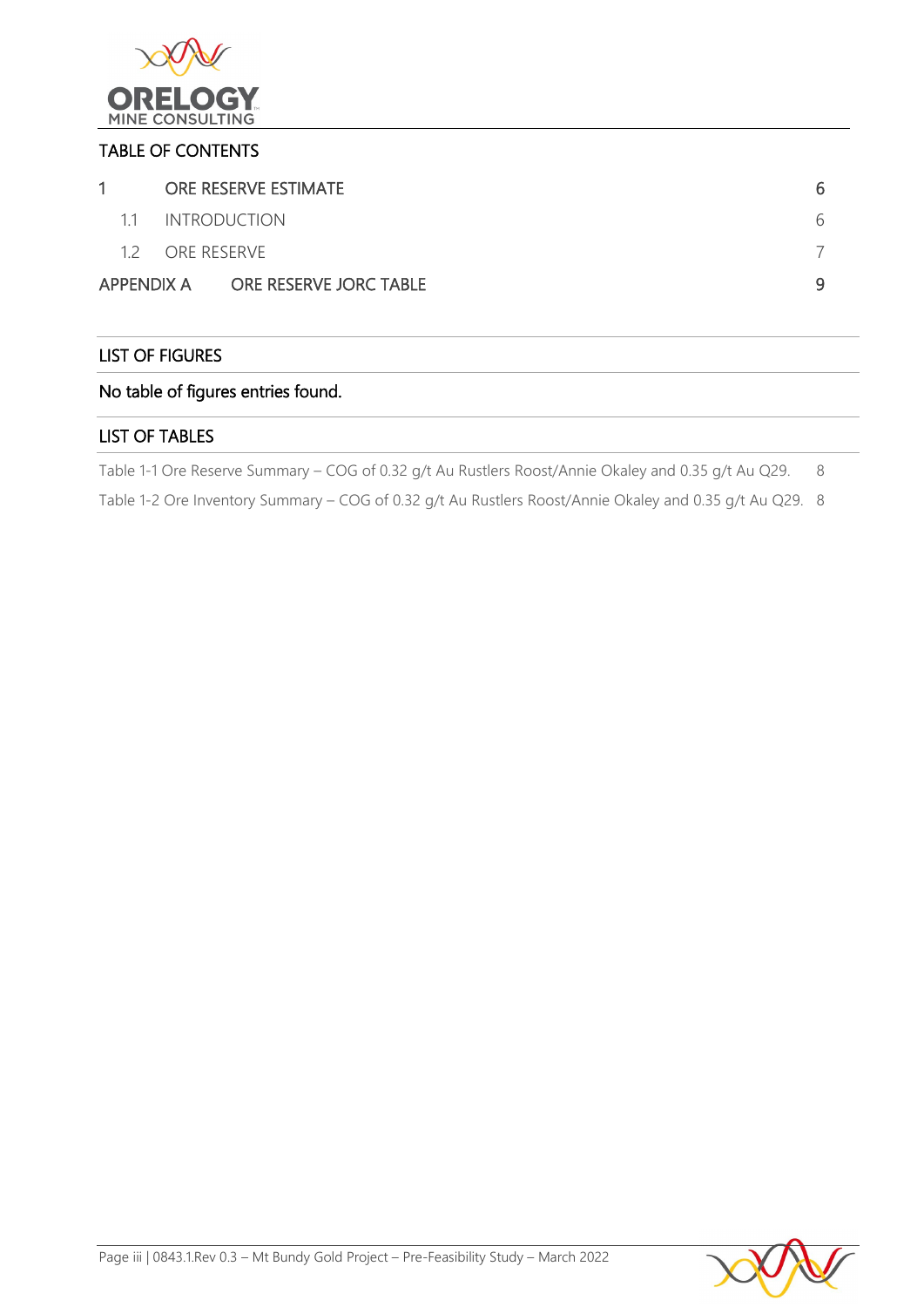## TABLE OF CONTENTS

| | | |
|---|---|---|
| 1 | ORE RESERVE ESTIMATE | 6 |
| 1.1 | INTRODUCTION | 6 |
| 1.2 | ORE RESERVE | 7 |
| APPENDIX A | ORE RESERVE JORC TABLE | 9 |

## LIST OF FIGURES

No table of figures entries found.

## LIST OF TABLES

| | |
|---|---|
| Table 1-1 Ore Reserve Summary – COG of 0.32 g/t Au Rustlers Roost/Annie Okaley and 0.35 g/t Au Q29. | 8 |
| Table 1-2 Ore Inventory Summary – COG of 0.32 g/t Au Rustlers Roost/Annie Okaley and 0.35 g/t Au Q29. | 8 |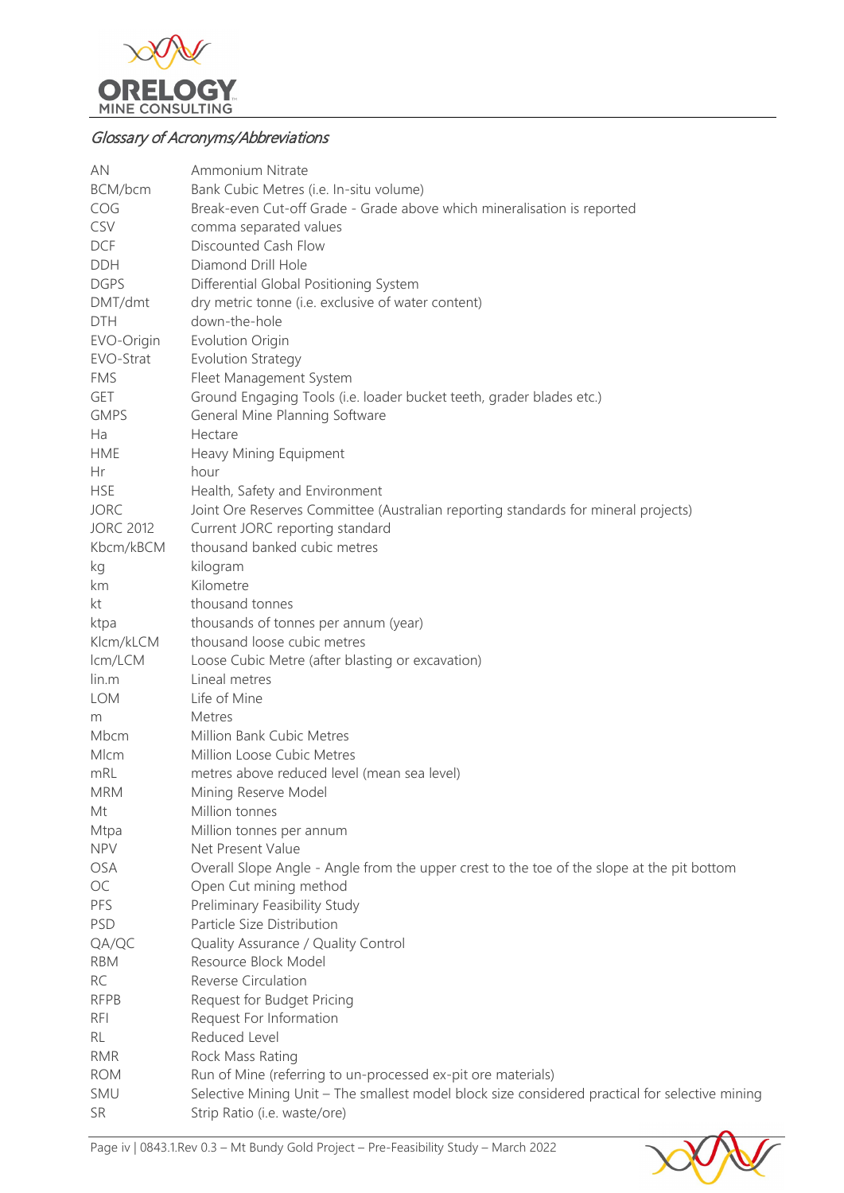*Glossary of Acronyms/Abbreviations*

| | |
|---|---|
| AN | Ammonium Nitrate |
| BCM/bcm | Bank Cubic Metres (i.e. In-situ volume) |
| COG | Break-even Cut-off Grade - Grade above which mineralisation is reported |
| CSV | comma separated values |
| DCF | Discounted Cash Flow |
| DDH | Diamond Drill Hole |
| DGPS | Differential Global Positioning System |
| DMT/dmt | dry metric tonne (i.e. exclusive of water content) |
| DTH | down-the-hole |
| EVO-Origin | Evolution Origin |
| EVO-Strat | Evolution Strategy |
| FMS | Fleet Management System |
| GET | Ground Engaging Tools (i.e. loader bucket teeth, grader blades etc.) |
| GMPS | General Mine Planning Software |
| Ha | Hectare |
| HME | Heavy Mining Equipment |
| Hr | hour |
| HSE | Health, Safety and Environment |
| JORC | Joint Ore Reserves Committee (Australian reporting standards for mineral projects) |
| JORC 2012 | Current JORC reporting standard |
| Kbcm/kBCM | thousand banked cubic metres |
| kg | kilogram |
| km | Kilometre |
| kt | thousand tonnes |
| ktpa | thousands of tonnes per annum (year) |
| Klcm/kLCM | thousand loose cubic metres |
| lcm/LCM | Loose Cubic Metre (after blasting or excavation) |
| lin.m | Lineal metres |
| LOM | Life of Mine |
| m | Metres |
| Mbcm | Million Bank Cubic Metres |
| Mlcm | Million Loose Cubic Metres |
| mRL | metres above reduced level (mean sea level) |
| MRM | Mining Reserve Model |
| Mt | Million tonnes |
| Mtpa | Million tonnes per annum |
| NPV | Net Present Value |
| OSA | Overall Slope Angle - Angle from the upper crest to the toe of the slope at the pit bottom |
| OC | Open Cut mining method |
| PFS | Preliminary Feasibility Study |
| PSD | Particle Size Distribution |
| QA/QC | Quality Assurance / Quality Control |
| RBM | Resource Block Model |
| RC | Reverse Circulation |
| RFPB | Request for Budget Pricing |
| RFI | Request For Information |
| RL | Reduced Level |
| RMR | Rock Mass Rating |
| ROM | Run of Mine (referring to un-processed ex-pit ore materials) |
| SMU | Selective Mining Unit – The smallest model block size considered practical for selective mining |
| SR | Strip Ratio (i.e. waste/ore) |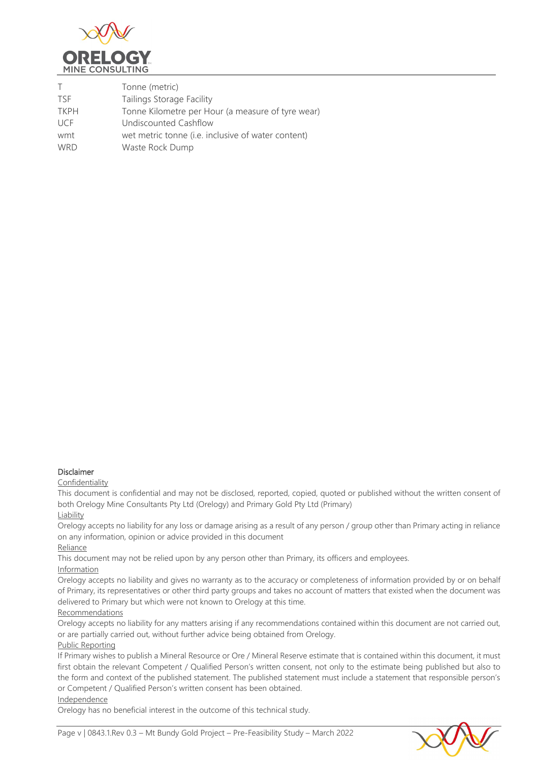| | |
|---|---|
| T | Tonne (metric) |
| TSF | Tailings Storage Facility |
| TKPH | Tonne Kilometre per Hour (a measure of tyre wear) |
| UCF | Undiscounted Cashflow |
| wmt | wet metric tonne (i.e. inclusive of water content) |
| WRD | Waste Rock Dump |

**Disclaimer**

Confidentiality

This document is confidential and may not be disclosed, reported, copied, quoted or published without the written consent of both Orelogy Mine Consultants Pty Ltd (Orelogy) and Primary Gold Pty Ltd (Primary)

Liability

Orelogy accepts no liability for any loss or damage arising as a result of any person / group other than Primary acting in reliance on any information, opinion or advice provided in this document

Reliance

This document may not be relied upon by any person other than Primary, its officers and employees.

Information

Orelogy accepts no liability and gives no warranty as to the accuracy or completeness of information provided by or on behalf of Primary, its representatives or other third party groups and takes no account of matters that existed when the document was delivered to Primary but which were not known to Orelogy at this time.

Recommendations

Orelogy accepts no liability for any matters arising if any recommendations contained within this document are not carried out, or are partially carried out, without further advice being obtained from Orelogy.

Public Reporting

If Primary wishes to publish a Mineral Resource or Ore / Mineral Reserve estimate that is contained within this document, it must first obtain the relevant Competent / Qualified Person's written consent, not only to the estimate being published but also to the form and context of the published statement. The published statement must include a statement that responsible person's or Competent / Qualified Person's written consent has been obtained.

Independence

Orelogy has no beneficial interest in the outcome of this technical study.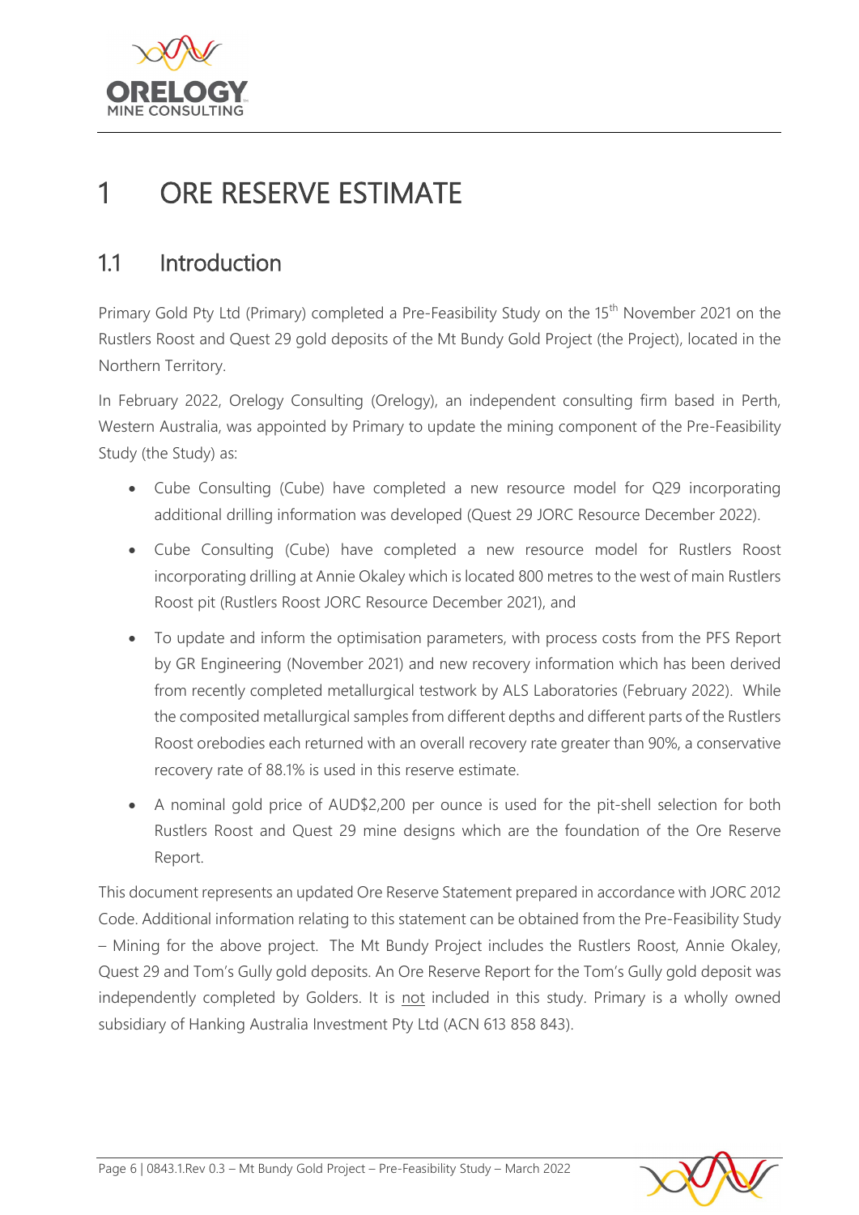# 1 ORE RESERVE ESTIMATE

## 1.1 Introduction

Primary Gold Pty Ltd (Primary) completed a Pre-Feasibility Study on the 15th November 2021 on the Rustlers Roost and Quest 29 gold deposits of the Mt Bundy Gold Project (the Project), located in the Northern Territory.

In February 2022, Orelogy Consulting (Orelogy), an independent consulting firm based in Perth, Western Australia, was appointed by Primary to update the mining component of the Pre-Feasibility Study (the Study) as:

- Cube Consulting (Cube) have completed a new resource model for Q29 incorporating additional drilling information was developed (Quest 29 JORC Resource December 2022).
- Cube Consulting (Cube) have completed a new resource model for Rustlers Roost incorporating drilling at Annie Okaley which is located 800 metres to the west of main Rustlers Roost pit (Rustlers Roost JORC Resource December 2021), and
- To update and inform the optimisation parameters, with process costs from the PFS Report by GR Engineering (November 2021) and new recovery information which has been derived from recently completed metallurgical testwork by ALS Laboratories (February 2022). While the composited metallurgical samples from different depths and different parts of the Rustlers Roost orebodies each returned with an overall recovery rate greater than 90%, a conservative recovery rate of 88.1% is used in this reserve estimate.
- A nominal gold price of AUD$2,200 per ounce is used for the pit-shell selection for both Rustlers Roost and Quest 29 mine designs which are the foundation of the Ore Reserve Report.

This document represents an updated Ore Reserve Statement prepared in accordance with JORC 2012 Code. Additional information relating to this statement can be obtained from the Pre-Feasibility Study – Mining for the above project. The Mt Bundy Project includes the Rustlers Roost, Annie Okaley, Quest 29 and Tom's Gully gold deposits. An Ore Reserve Report for the Tom's Gully gold deposit was independently completed by Golders. It is not included in this study. Primary is a wholly owned subsidiary of Hanking Australia Investment Pty Ltd (ACN 613 858 843).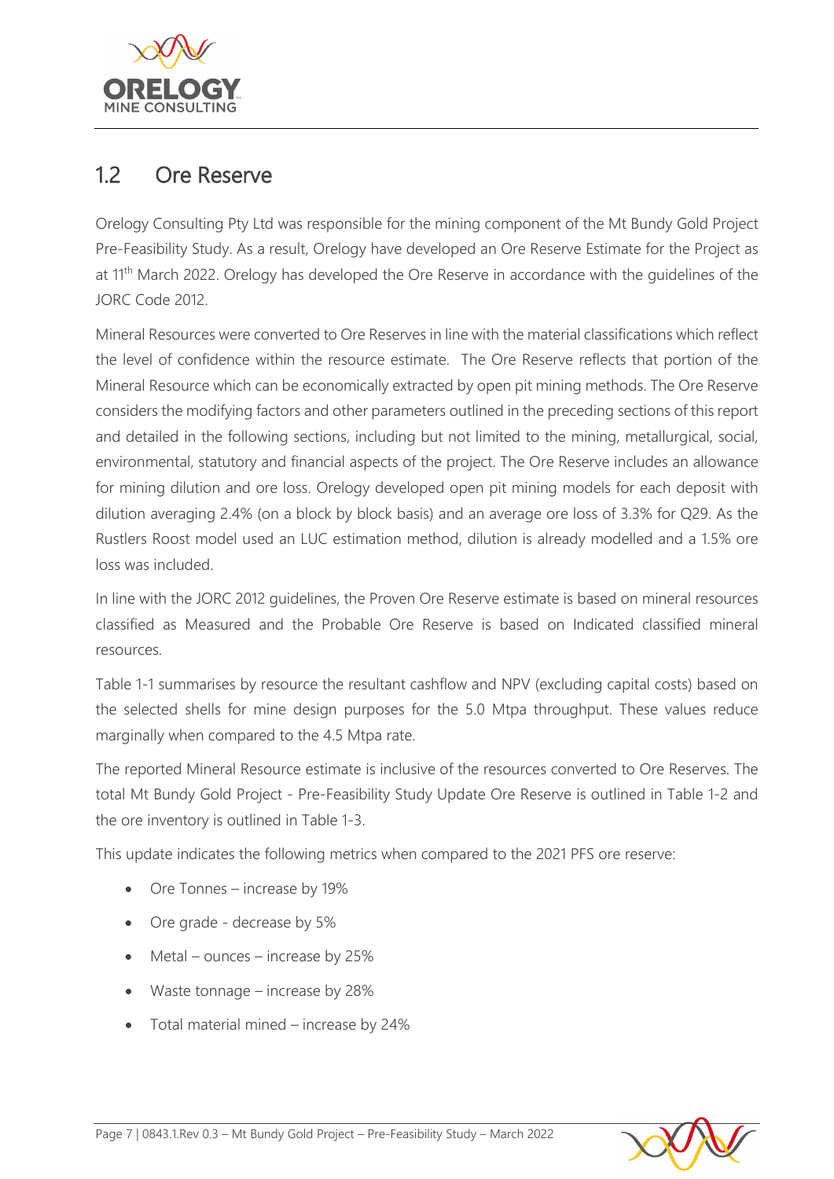## 1.2 Ore Reserve

Orelogy Consulting Pty Ltd was responsible for the mining component of the Mt Bundy Gold Project Pre-Feasibility Study. As a result, Orelogy have developed an Ore Reserve Estimate for the Project as at 11th March 2022. Orelogy has developed the Ore Reserve in accordance with the guidelines of the JORC Code 2012.

Mineral Resources were converted to Ore Reserves in line with the material classifications which reflect the level of confidence within the resource estimate. The Ore Reserve reflects that portion of the Mineral Resource which can be economically extracted by open pit mining methods. The Ore Reserve considers the modifying factors and other parameters outlined in the preceding sections of this report and detailed in the following sections, including but not limited to the mining, metallurgical, social, environmental, statutory and financial aspects of the project. The Ore Reserve includes an allowance for mining dilution and ore loss. Orelogy developed open pit mining models for each deposit with dilution averaging 2.4% (on a block by block basis) and an average ore loss of 3.3% for Q29. As the Rustlers Roost model used an LUC estimation method, dilution is already modelled and a 1.5% ore loss was included.

In line with the JORC 2012 guidelines, the Proven Ore Reserve estimate is based on mineral resources classified as Measured and the Probable Ore Reserve is based on Indicated classified mineral resources.

Table 1-1 summarises by resource the resultant cashflow and NPV (excluding capital costs) based on the selected shells for mine design purposes for the 5.0 Mtpa throughput. These values reduce marginally when compared to the 4.5 Mtpa rate.

The reported Mineral Resource estimate is inclusive of the resources converted to Ore Reserves. The total Mt Bundy Gold Project - Pre-Feasibility Study Update Ore Reserve is outlined in Table 1-2 and the ore inventory is outlined in Table 1-3.

This update indicates the following metrics when compared to the 2021 PFS ore reserve:

- Ore Tonnes – increase by 19%
- Ore grade - decrease by 5%
- Metal – ounces – increase by 25%
- Waste tonnage – increase by 28%
- Total material mined – increase by 24%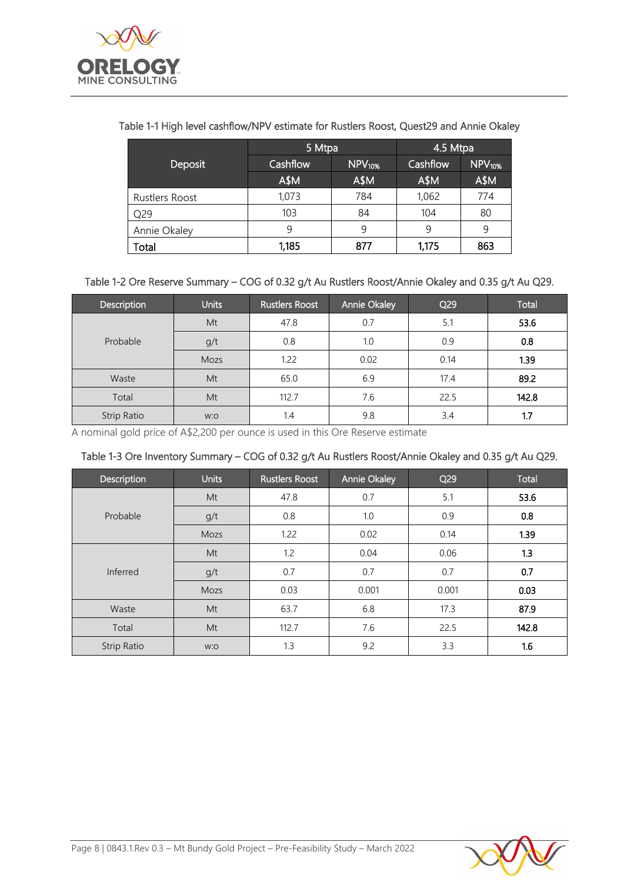Table 1-1 High level cashflow/NPV estimate for Rustlers Roost, Quest29 and Annie Okaley

| Deposit | 5 Mtpa | | 4.5 Mtpa | |
|---|---|---|---|---|
| | Cashflow | $NPV_{10\%}$ | Cashflow | $NPV_{10\%}$ |
| | A$M | A$M | A$M | A$M |
| Rustlers Roost | 1,073 | 784 | 1,062 | 774 |
| Q29 | 103 | 84 | 104 | 80 |
| Annie Okaley | 9 | 9 | 9 | 9 |
| **Total** | **1,185** | **877** | **1,175** | **863** |

Table 1-2 Ore Reserve Summary – COG of 0.32 g/t Au Rustlers Roost/Annie Okaley and 0.35 g/t Au Q29.

| Description | Units | Rustlers Roost | Annie Okaley | Q29 | Total |
|---|---|---|---|---|---|
| Probable | Mt | 47.8 | 0.7 | 5.1 | **53.6** |
| | g/t | 0.8 | 1.0 | 0.9 | **0.8** |
| | Mozs | 1.22 | 0.02 | 0.14 | **1.39** |
| Waste | Mt | 65.0 | 6.9 | 17.4 | **89.2** |
| Total | Mt | 112.7 | 7.6 | 22.5 | **142.8** |
| Strip Ratio | w:o | 1.4 | 9.8 | 3.4 | **1.7** |

A nominal gold price of A$2,200 per ounce is used in this Ore Reserve estimate

Table 1-3 Ore Inventory Summary – COG of 0.32 g/t Au Rustlers Roost/Annie Okaley and 0.35 g/t Au Q29.

| Description | Units | Rustlers Roost | Annie Okaley | Q29 | Total |
|---|---|---|---|---|---|
| Probable | Mt | 47.8 | 0.7 | 5.1 | **53.6** |
| | g/t | 0.8 | 1.0 | 0.9 | **0.8** |
| | Mozs | 1.22 | 0.02 | 0.14 | **1.39** |
| Inferred | Mt | 1.2 | 0.04 | 0.06 | **1.3** |
| | g/t | 0.7 | 0.7 | 0.7 | **0.7** |
| | Mozs | 0.03 | 0.001 | 0.001 | **0.03** |
| Waste | Mt | 63.7 | 6.8 | 17.3 | **87.9** |
| Total | Mt | 112.7 | 7.6 | 22.5 | **142.8** |
| Strip Ratio | w:o | 1.3 | 9.2 | 3.3 | **1.6** |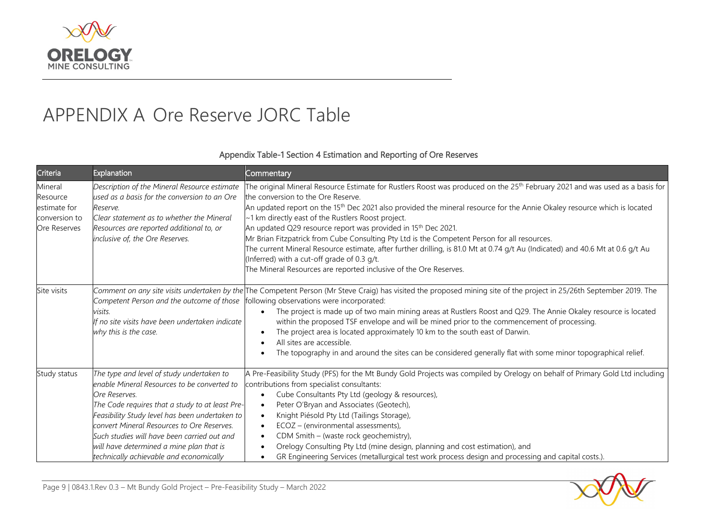# APPENDIX A Ore Reserve JORC Table

Appendix Table-1 Section 4 Estimation and Reporting of Ore Reserves

| Criteria | Explanation | Commentary |
|---|---|---|
| Mineral Resource estimate for conversion to Ore Reserves | *Description of the Mineral Resource estimate used as a basis for the conversion to an Ore Reserve.*<br>*Clear statement as to whether the Mineral Resources are reported additional to, or inclusive of, the Ore Reserves.* | The original Mineral Resource Estimate for Rustlers Roost was produced on the 25th February 2021 and was used as a basis for the conversion to the Ore Reserve.<br>An updated report on the 15th Dec 2021 also provided the mineral resource for the Annie Okaley resource which is located ~1 km directly east of the Rustlers Roost project.<br>An updated Q29 resource report was provided in 15th Dec 2021.<br>Mr Brian Fitzpatrick from Cube Consulting Pty Ltd is the Competent Person for all resources.<br>The current Mineral Resource estimate, after further drilling, is 81.0 Mt at 0.74 g/t Au (Indicated) and 40.6 Mt at 0.6 g/t Au (Inferred) with a cut-off grade of 0.3 g/t.<br>The Mineral Resources are reported inclusive of the Ore Reserves. |
| Site visits | *Comment on any site visits undertaken by the Competent Person and the outcome of those visits.*<br>*If no site visits have been undertaken indicate why this is the case.* | The Competent Person (Mr Steve Craig) has visited the proposed mining site of the project in 25/26th September 2019. The following observations were incorporated:<br>• The project is made up of two main mining areas at Rustlers Roost and Q29. The Annie Okaley resource is located within the proposed TSF envelope and will be mined prior to the commencement of processing.<br>• The project area is located approximately 10 km to the south east of Darwin.<br>• All sites are accessible.<br>• The topography in and around the sites can be considered generally flat with some minor topographical relief. |
| Study status | *The type and level of study undertaken to enable Mineral Resources to be converted to Ore Reserves.*<br>*The Code requires that a study to at least Pre-Feasibility Study level has been undertaken to convert Mineral Resources to Ore Reserves. Such studies will have been carried out and will have determined a mine plan that is technically achievable and economically* | A Pre-Feasibility Study (PFS) for the Mt Bundy Gold Projects was compiled by Orelogy on behalf of Primary Gold Ltd including contributions from specialist consultants:<br>• Cube Consultants Pty Ltd (geology & resources),<br>• Peter O'Bryan and Associates (Geotech),<br>• Knight Piésold Pty Ltd (Tailings Storage),<br>• ECOZ – (environmental assessments),<br>• CDM Smith – (waste rock geochemistry),<br>• Orelogy Consulting Pty Ltd (mine design, planning and cost estimation), and<br>• GR Engineering Services (metallurgical test work process design and processing and capital costs.). |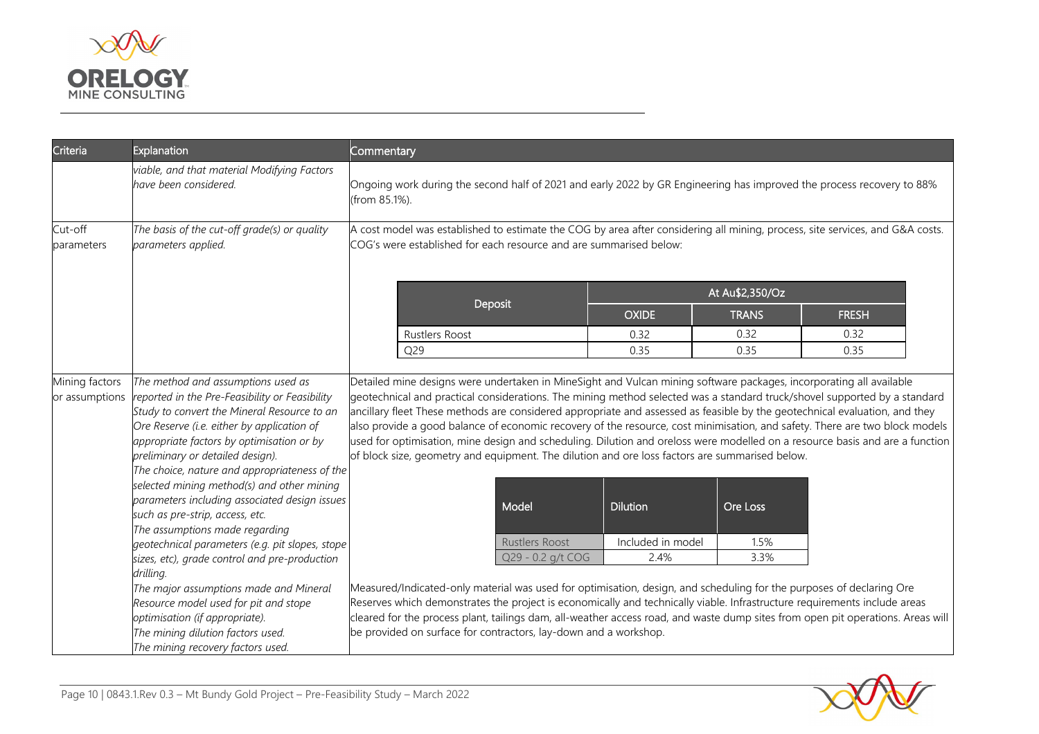| Criteria | Explanation | Commentary |
|---|---|---|
| | *viable, and that material Modifying Factors have been considered.* | Ongoing work during the second half of 2021 and early 2022 by GR Engineering has improved the process recovery to 88% (from 85.1%). |
| Cut-off parameters | *The basis of the cut-off grade(s) or quality parameters applied.* | A cost model was established to estimate the COG by area after considering all mining, process, site services, and G&A costs. COG's were established for each resource and are summarised below: |
| Mining factors or assumptions | *The method and assumptions used as reported in the Pre-Feasibility or Feasibility Study to convert the Mineral Resource to an Ore Reserve (i.e. either by application of appropriate factors by optimisation or by preliminary or detailed design).* *The choice, nature and appropriateness of the selected mining method(s) and other mining parameters including associated design issues such as pre-strip, access, etc.* *The assumptions made regarding geotechnical parameters (e.g. pit slopes, stope sizes, etc), grade control and pre-production drilling.* *The major assumptions made and Mineral Resource model used for pit and stope optimisation (if appropriate).* *The mining dilution factors used.* *The mining recovery factors used.* | Detailed mine designs were undertaken in MineSight and Vulcan mining software packages, incorporating all available geotechnical and practical considerations. The mining method selected was a standard truck/shovel supported by a standard ancillary fleet These methods are considered appropriate and assessed as feasible by the geotechnical evaluation, and they also provide a good balance of economic recovery of the resource, cost minimisation, and safety. There are two block models used for optimisation, mine design and scheduling. Dilution and oreloss were modelled on a resource basis and are a function of block size, geometry and equipment. The dilution and ore loss factors are summarised below. Measured/Indicated-only material was used for optimisation, design, and scheduling for the purposes of declaring Ore Reserves which demonstrates the project is economically and technically viable. Infrastructure requirements include areas cleared for the process plant, tailings dam, all-weather access road, and waste dump sites from open pit operations. Areas will be provided on surface for contractors, lay-down and a workshop. |

Cut-off grades:

| Deposit | At Au$2,350/Oz | | |
|---|---|---|---|
| | OXIDE | TRANS | FRESH |
| Rustlers Roost | 0.32 | 0.32 | 0.32 |
| Q29 | 0.35 | 0.35 | 0.35 |

Dilution and ore loss factors:

| Model | Dilution | Ore Loss |
|---|---|---|
| Rustlers Roost | Included in model | 1.5% |
| Q29 - 0.2 g/t COG | 2.4% | 3.3% |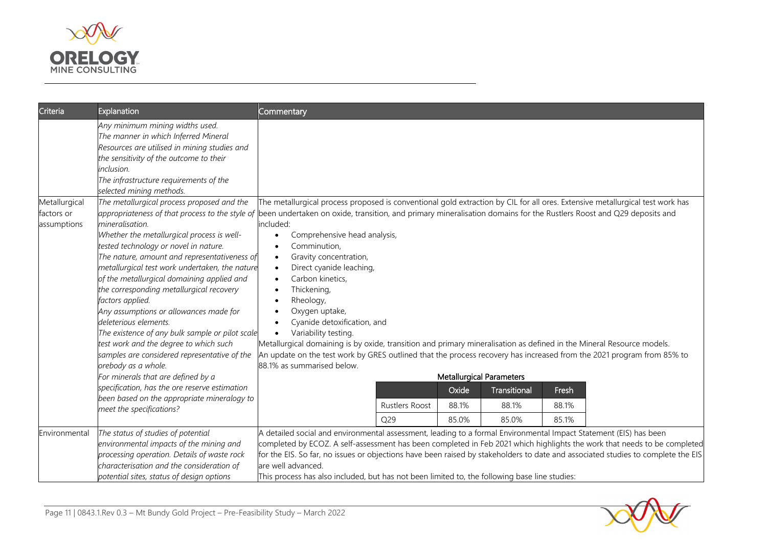| Criteria | Explanation | Commentary |
|---|---|---|
| | *Any minimum mining widths used.*<br>*The manner in which Inferred Mineral Resources are utilised in mining studies and the sensitivity of the outcome to their inclusion.*<br>*The infrastructure requirements of the selected mining methods.* | |
| Metallurgical factors or assumptions | *The metallurgical process proposed and the appropriateness of that process to the style of mineralisation.*<br>*Whether the metallurgical process is well-tested technology or novel in nature.*<br>*The nature, amount and representativeness of metallurgical test work undertaken, the nature of the metallurgical domaining applied and the corresponding metallurgical recovery factors applied.*<br>*Any assumptions or allowances made for deleterious elements.*<br>*The existence of any bulk sample or pilot scale test work and the degree to which such samples are considered representative of the orebody as a whole.*<br>*For minerals that are defined by a specification, has the ore reserve estimation been based on the appropriate mineralogy to meet the specifications?* | The metallurgical process proposed is conventional gold extraction by CIL for all ores. Extensive metallurgical test work has been undertaken on oxide, transition, and primary mineralisation domains for the Rustlers Roost and Q29 deposits and included:<br>• Comprehensive head analysis,<br>• Comminution,<br>• Gravity concentration,<br>• Direct cyanide leaching,<br>• Carbon kinetics,<br>• Thickening,<br>• Rheology,<br>• Oxygen uptake,<br>• Cyanide detoxification, and<br>• Variability testing.<br>Metallurgical domaining is by oxide, transition and primary mineralisation as defined in the Mineral Resource models.<br>An update on the test work by GRES outlined that the process recovery has increased from the 2021 program from 85% to 88.1% as summarised below.<br>**Metallurgical Parameters**<br>(see table below) |
| Environmental | *The status of studies of potential environmental impacts of the mining and processing operation. Details of waste rock characterisation and the consideration of potential sites, status of design options* | A detailed social and environmental assessment, leading to a formal Environmental Impact Statement (EIS) has been completed by ECOZ. A self-assessment has been completed in Feb 2021 which highlights the work that needs to be completed for the EIS. So far, no issues or objections have been raised by stakeholders to date and associated studies to complete the EIS are well advanced.<br>This process has also included, but has not been limited to, the following base line studies: |

**Metallurgical Parameters**

| | Oxide | Transitional | Fresh |
|---|---|---|---|
| Rustlers Roost | 88.1% | 88.1% | 88.1% |
| Q29 | 85.0% | 85.0% | 85.1% |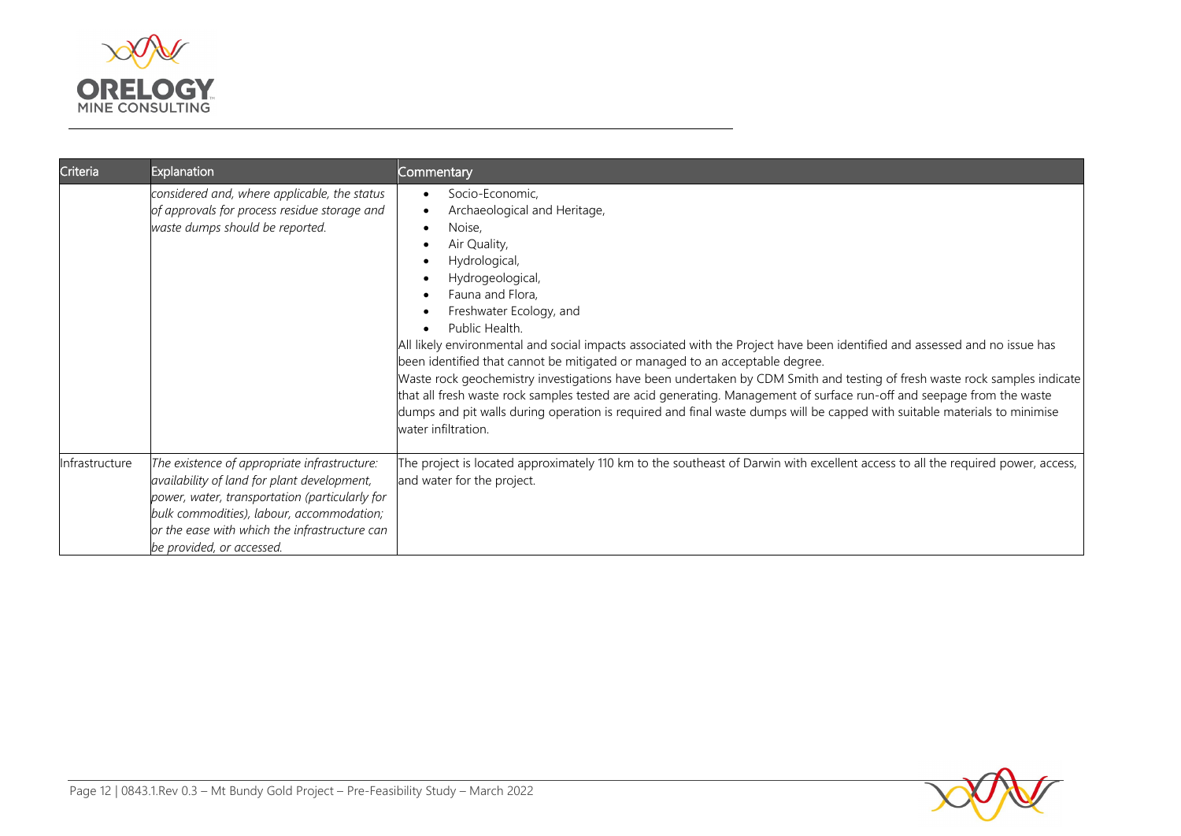| Criteria | Explanation | Commentary |
|---|---|---|
| | *considered and, where applicable, the status of approvals for process residue storage and waste dumps should be reported.* | • Socio-Economic,<br>• Archaeological and Heritage,<br>• Noise,<br>• Air Quality,<br>• Hydrological,<br>• Hydrogeological,<br>• Fauna and Flora,<br>• Freshwater Ecology, and<br>• Public Health.<br>All likely environmental and social impacts associated with the Project have been identified and assessed and no issue has been identified that cannot be mitigated or managed to an acceptable degree.<br>Waste rock geochemistry investigations have been undertaken by CDM Smith and testing of fresh waste rock samples indicate that all fresh waste rock samples tested are acid generating. Management of surface run-off and seepage from the waste dumps and pit walls during operation is required and final waste dumps will be capped with suitable materials to minimise water infiltration. |
| Infrastructure | *The existence of appropriate infrastructure: availability of land for plant development, power, water, transportation (particularly for bulk commodities), labour, accommodation; or the ease with which the infrastructure can be provided, or accessed.* | The project is located approximately 110 km to the southeast of Darwin with excellent access to all the required power, access, and water for the project. |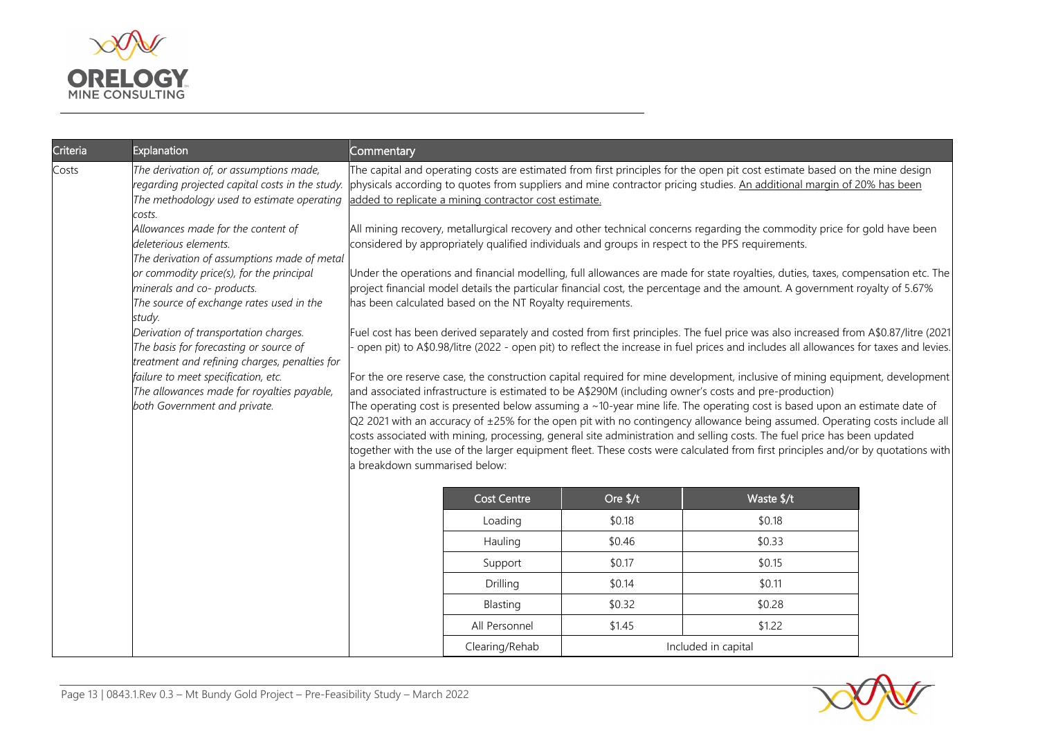| Criteria | Explanation | Commentary |
|---|---|---|
| Costs | *The derivation of, or assumptions made, regarding projected capital costs in the study.* *The methodology used to estimate operating costs.* *Allowances made for the content of deleterious elements.* *The derivation of assumptions made of metal or commodity price(s), for the principal minerals and co- products.* *The source of exchange rates used in the study.* *Derivation of transportation charges.* *The basis for forecasting or source of treatment and refining charges, penalties for failure to meet specification, etc.* *The allowances made for royalties payable, both Government and private.* | The capital and operating costs are estimated from first principles for the open pit cost estimate based on the mine design physicals according to quotes from suppliers and mine contractor pricing studies. An additional margin of 20% has been added to replicate a mining contractor cost estimate.<br><br>All mining recovery, metallurgical recovery and other technical concerns regarding the commodity price for gold have been considered by appropriately qualified individuals and groups in respect to the PFS requirements.<br><br>Under the operations and financial modelling, full allowances are made for state royalties, duties, taxes, compensation etc. The project financial model details the particular financial cost, the percentage and the amount. A government royalty of 5.67% has been calculated based on the NT Royalty requirements.<br><br>Fuel cost has been derived separately and costed from first principles. The fuel price was also increased from A$0.87/litre (2021 - open pit) to A$0.98/litre (2022 - open pit) to reflect the increase in fuel prices and includes all allowances for taxes and levies.<br><br>For the ore reserve case, the construction capital required for mine development, inclusive of mining equipment, development and associated infrastructure is estimated to be A$290M (including owner's costs and pre-production)<br>The operating cost is presented below assuming a ~10-year mine life. The operating cost is based upon an estimate date of Q2 2021 with an accuracy of ±25% for the open pit with no contingency allowance being assumed. Operating costs include all costs associated with mining, processing, general site administration and selling costs. The fuel price has been updated together with the use of the larger equipment fleet. These costs were calculated from first principles and/or by quotations with a breakdown summarised below: |

| Cost Centre | Ore $/t | Waste $/t |
|---|---|---|
| Loading | $0.18 | $0.18 |
| Hauling | $0.46 | $0.33 |
| Support | $0.17 | $0.15 |
| Drilling | $0.14 | $0.11 |
| Blasting | $0.32 | $0.28 |
| All Personnel | $1.45 | $1.22 |
| Clearing/Rehab | Included in capital | |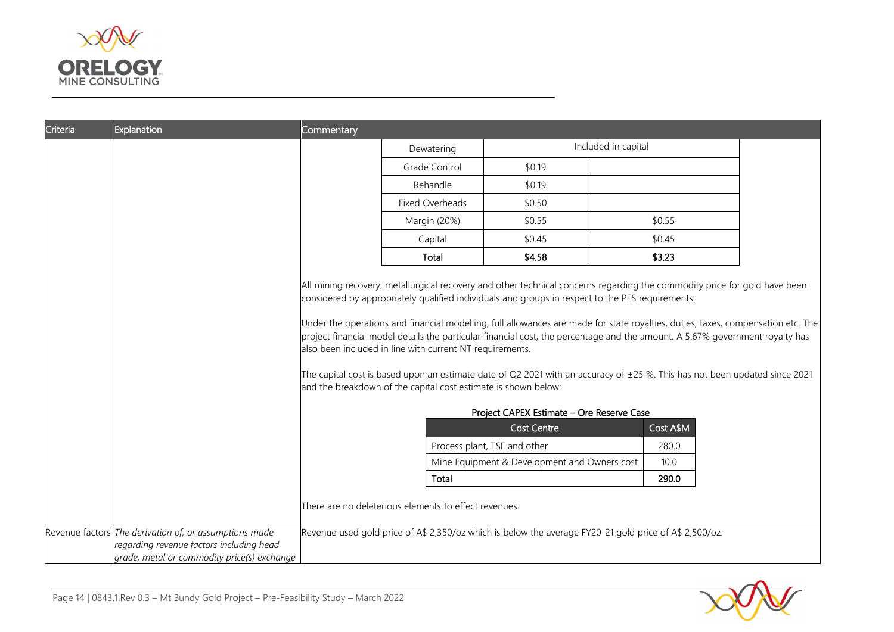| Criteria | Explanation | Commentary |
|---|---|---|
| | | |

| | | |
|---|---|---|
| Dewatering | Included in capital | |
| Grade Control | $0.19 | |
| Rehandle | $0.19 | |
| Fixed Overheads | $0.50 | |
| Margin (20%) | $0.55 | $0.55 |
| Capital | $0.45 | $0.45 |
| **Total** | **$4.58** | **$3.23** |

All mining recovery, metallurgical recovery and other technical concerns regarding the commodity price for gold have been considered by appropriately qualified individuals and groups in respect to the PFS requirements.

Under the operations and financial modelling, full allowances are made for state royalties, duties, taxes, compensation etc. The project financial model details the particular financial cost, the percentage and the amount. A 5.67% government royalty has also been included in line with current NT requirements.

The capital cost is based upon an estimate date of Q2 2021 with an accuracy of ±25 %. This has not been updated since 2021 and the breakdown of the capital cost estimate is shown below:

**Project CAPEX Estimate – Ore Reserve Case**

| Cost Centre | Cost A$M |
|---|---|
| Process plant, TSF and other | 280.0 |
| Mine Equipment & Development and Owners cost | 10.0 |
| **Total** | **290.0** |

There are no deleterious elements to effect revenues.

| Criteria | Explanation | Commentary |
|---|---|---|
| Revenue factors | *The derivation of, or assumptions made regarding revenue factors including head grade, metal or commodity price(s) exchange* | Revenue used gold price of A$ 2,350/oz which is below the average FY20-21 gold price of A$ 2,500/oz. |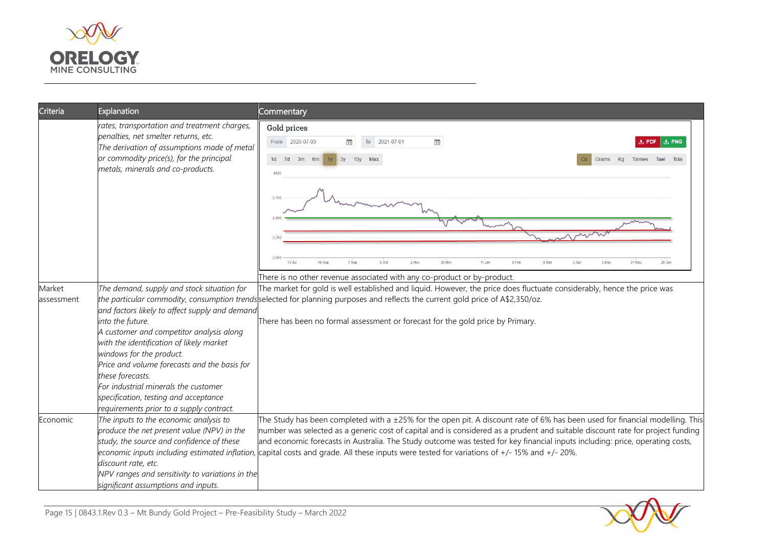| Criteria | Explanation | Commentary |
|---|---|---|
| | *rates, transportation and treatment charges, penalties, net smelter returns, etc.* *The derivation of assumptions made of metal or commodity price(s), for the principal metals, minerals and co-products.* | There is no other revenue associated with any co-product or by-product. |
| Market assessment | *The demand, supply and stock situation for the particular commodity, consumption trends and factors likely to affect supply and demand into the future.* *A customer and competitor analysis along with the identification of likely market windows for the product.* *Price and volume forecasts and the basis for these forecasts.* *For industrial minerals the customer specification, testing and acceptance requirements prior to a supply contract.* | The market for gold is well established and liquid. However, the price does fluctuate considerably, hence the price was selected for planning purposes and reflects the current gold price of A$2,350/oz. There has been no formal assessment or forecast for the gold price by Primary. |
| Economic | *The inputs to the economic analysis to produce the net present value (NPV) in the study, the source and confidence of these economic inputs including estimated inflation, discount rate, etc.* *NPV ranges and sensitivity to variations in the significant assumptions and inputs.* | The Study has been completed with a ±25% for the open pit. A discount rate of 6% has been used for financial modelling. This number was selected as a generic cost of capital and is considered as a prudent and suitable discount rate for project funding and economic forecasts in Australia. The Study outcome was tested for key financial inputs including: price, operating costs, capital costs and grade. All these inputs were tested for variations of +/- 15% and +/- 20%. |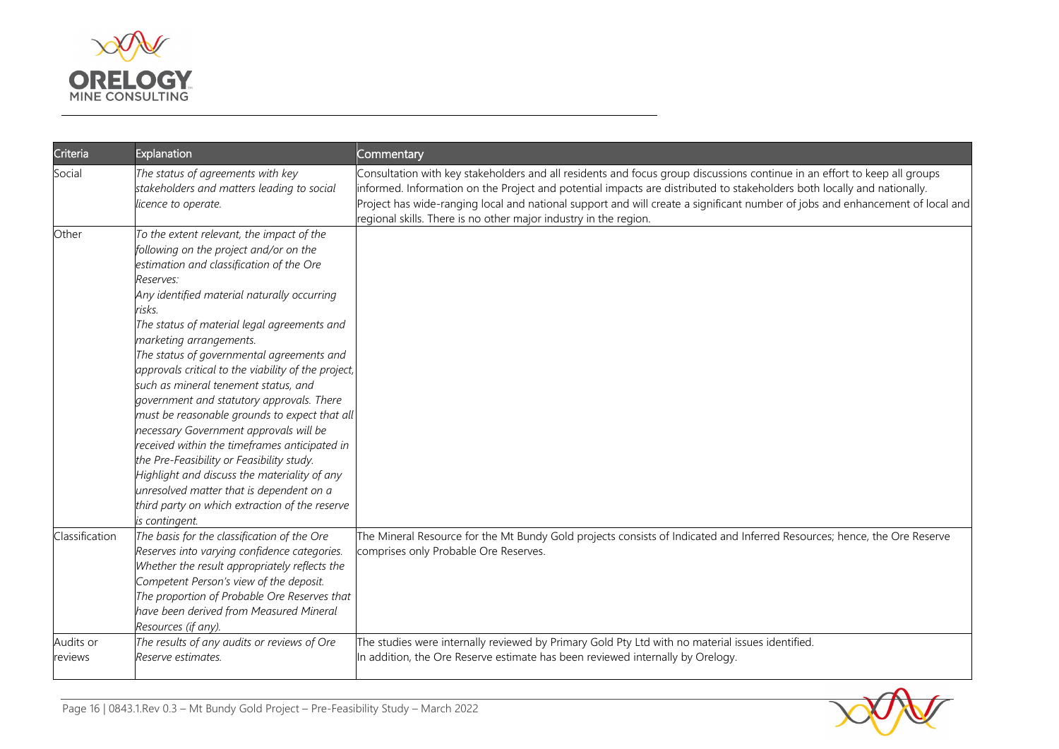| Criteria | Explanation | Commentary |
|---|---|---|
| Social | *The status of agreements with key stakeholders and matters leading to social licence to operate.* | Consultation with key stakeholders and all residents and focus group discussions continue in an effort to keep all groups informed. Information on the Project and potential impacts are distributed to stakeholders both locally and nationally. Project has wide-ranging local and national support and will create a significant number of jobs and enhancement of local and regional skills. There is no other major industry in the region. |
| Other | *To the extent relevant, the impact of the following on the project and/or on the estimation and classification of the Ore Reserves:*<br>*Any identified material naturally occurring risks.*<br>*The status of material legal agreements and marketing arrangements.*<br>*The status of governmental agreements and approvals critical to the viability of the project, such as mineral tenement status, and government and statutory approvals. There must be reasonable grounds to expect that all necessary Government approvals will be received within the timeframes anticipated in the Pre-Feasibility or Feasibility study. Highlight and discuss the materiality of any unresolved matter that is dependent on a third party on which extraction of the reserve is contingent.* | |
| Classification | *The basis for the classification of the Ore Reserves into varying confidence categories.*<br>*Whether the result appropriately reflects the Competent Person's view of the deposit.*<br>*The proportion of Probable Ore Reserves that have been derived from Measured Mineral Resources (if any).* | The Mineral Resource for the Mt Bundy Gold projects consists of Indicated and Inferred Resources; hence, the Ore Reserve comprises only Probable Ore Reserves. |
| Audits or reviews | *The results of any audits or reviews of Ore Reserve estimates.* | The studies were internally reviewed by Primary Gold Pty Ltd with no material issues identified.<br>In addition, the Ore Reserve estimate has been reviewed internally by Orelogy. |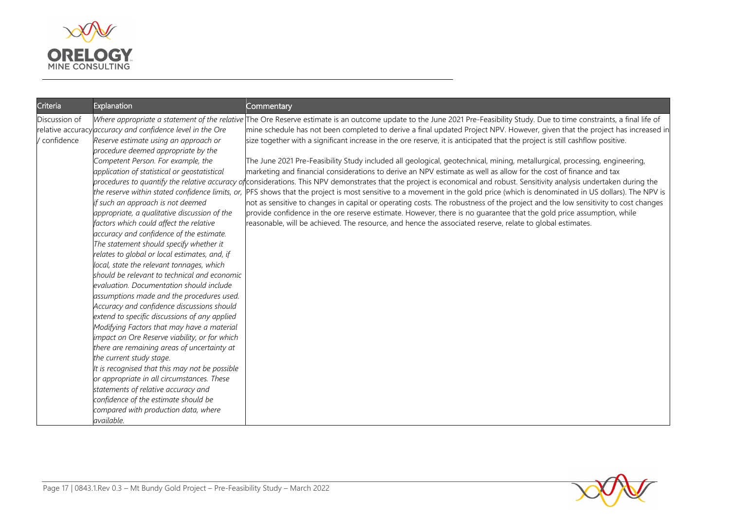| Criteria | Explanation | Commentary |
|---|---|---|
| Discussion of relative accuracy / confidence | *Where appropriate a statement of the relative accuracy and confidence level in the Ore Reserve estimate using an approach or procedure deemed appropriate by the Competent Person. For example, the application of statistical or geostatistical procedures to quantify the relative accuracy of the reserve within stated confidence limits, or, if such an approach is not deemed appropriate, a qualitative discussion of the factors which could affect the relative accuracy and confidence of the estimate. The statement should specify whether it relates to global or local estimates, and, if local, state the relevant tonnages, which should be relevant to technical and economic evaluation. Documentation should include assumptions made and the procedures used. Accuracy and confidence discussions should extend to specific discussions of any applied Modifying Factors that may have a material impact on Ore Reserve viability, or for which there are remaining areas of uncertainty at the current study stage. It is recognised that this may not be possible or appropriate in all circumstances. These statements of relative accuracy and confidence of the estimate should be compared with production data, where available.* | The Ore Reserve estimate is an outcome update to the June 2021 Pre-Feasibility Study. Due to time constraints, a final life of mine schedule has not been completed to derive a final updated Project NPV. However, given that the project has increased in size together with a significant increase in the ore reserve, it is anticipated that the project is still cashflow positive.<br><br>The June 2021 Pre-Feasibility Study included all geological, geotechnical, mining, metallurgical, processing, engineering, marketing and financial considerations to derive an NPV estimate as well as allow for the cost of finance and tax considerations. This NPV demonstrates that the project is economical and robust. Sensitivity analysis undertaken during the PFS shows that the project is most sensitive to a movement in the gold price (which is denominated in US dollars). The NPV is not as sensitive to changes in capital or operating costs. The robustness of the project and the low sensitivity to cost changes provide confidence in the ore reserve estimate. However, there is no guarantee that the gold price assumption, while reasonable, will be achieved. The resource, and hence the associated reserve, relate to global estimates. |